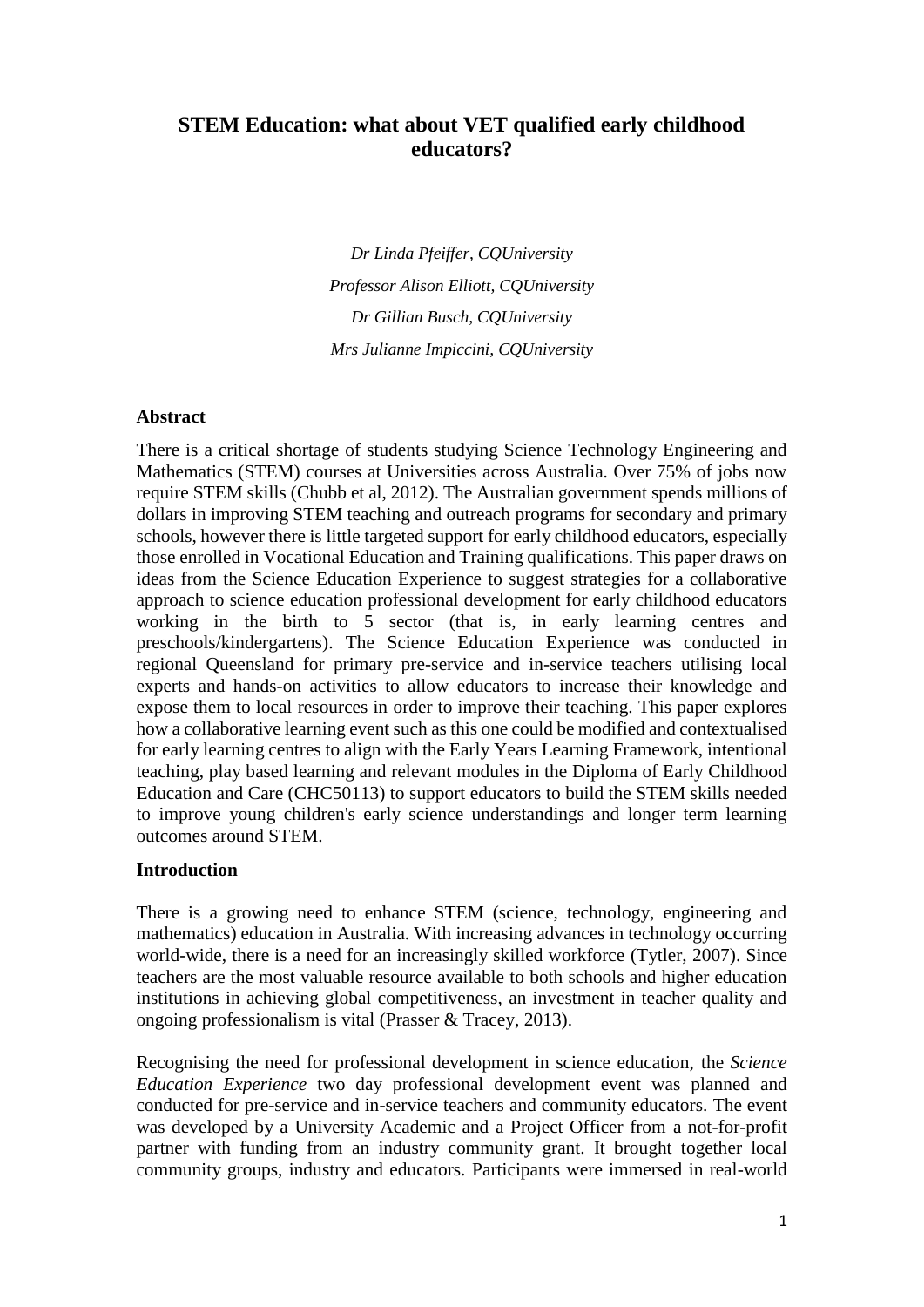# STEM Education: what about VET qualified early childhood educators?

*Dr Linda Pfeiffer, CQUniversity*

*Professor Alison Elliott, CQUniversity*

*Dr Gillian Busch, CQUniversity*

*Mrs Julianne Impiccini, CQUniversity*

## Abstract

There is a critical shortage of students studying Science Technology Engineering and Mathematics (STEM) courses at Universities across Australia. Over 75% of jobs now require STEM skills (Chubb et al, 2012). The Australian government spends millions of dollars in improving STEM teaching and outreach programs for secondary and primary schools, however there is little targeted support for early childhood educators, especially those enrolled in Vocational Education and Training qualifications. This paper draws on ideas from the Science Education Experience to suggest strategies for a collaborative approach to science education professional development for early childhood educators working in the birth to 5 sector (that is, in early learning centres and preschools/kindergartens). The Science Education Experience was conducted in regional Queensland for primary pre-service and in-service teachers utilising local experts and hands-on activities to allow educators to increase their knowledge and expose them to local resources in order to improve their teaching. This paper explores how a collaborative learning event such as this one could be modified and contextualised for early learning centres to align with the Early Years Learning Framework, intentional teaching, play based learning and relevant modules in the Diploma of Early Childhood Education and Care (CHC50113) to support educators to build the STEM skills needed to improve young children's early science understandings and longer term learning outcomes around STEM.

## Introduction

There is a growing need to enhance STEM (science, technology, engineering and mathematics) education in Australia. With increasing advances in technology occurring world-wide, there is a need for an increasingly skilled workforce (Tytler, 2007). Since teachers are the most valuable resource available to both schools and higher education institutions in achieving global competitiveness, an investment in teacher quality and ongoing professionalism is vital (Prasser & Tracey, 2013).

Recognising the need for professional development in science education, the *Science Education Experience* two day professional development event was planned and conducted for pre-service and in-service teachers and community educators. The event was developed by a University Academic and a Project Officer from a not-for-profit partner with funding from an industry community grant. It brought together local community groups, industry and educators. Participants were immersed in real-world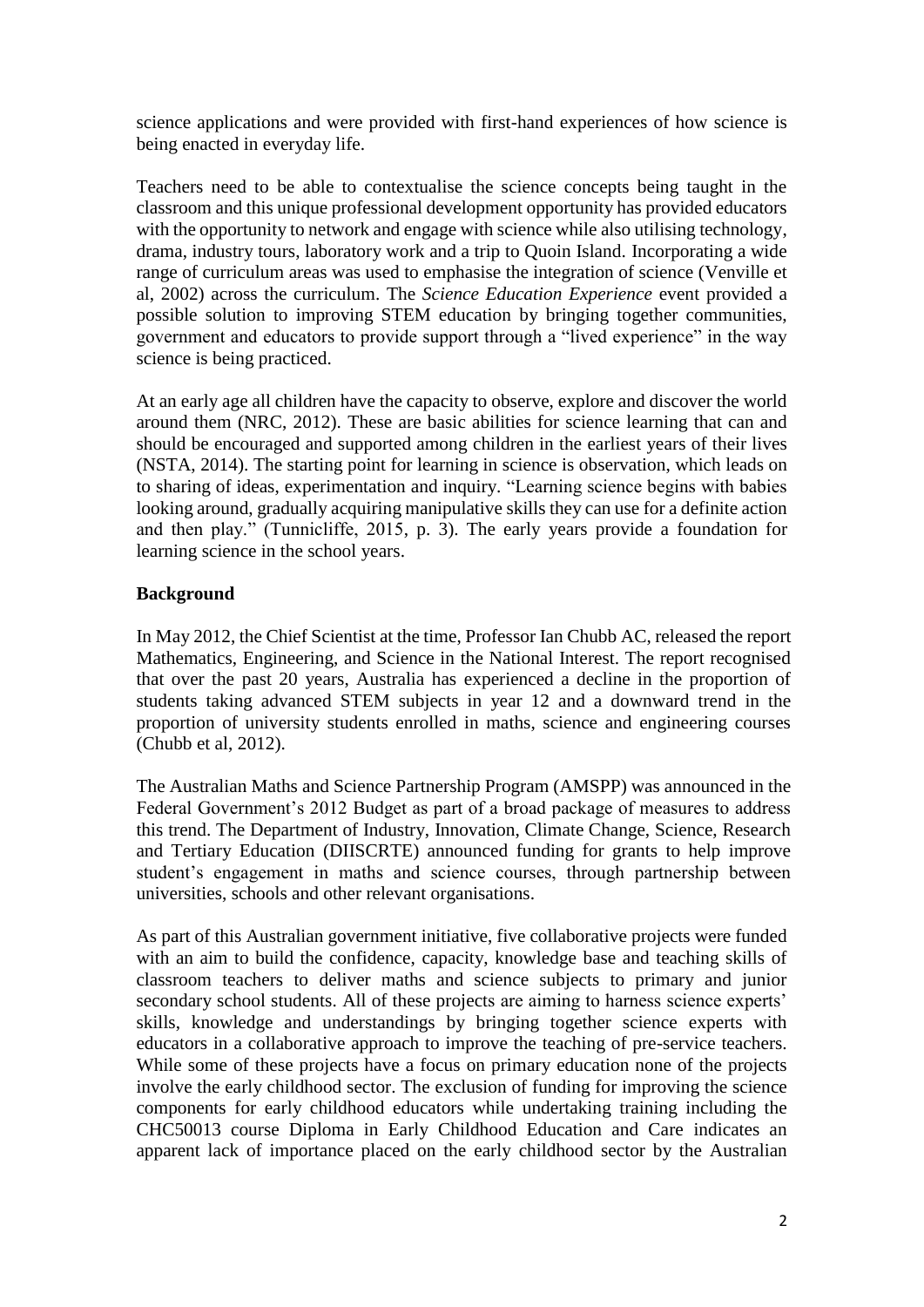science applications and were provided with first-hand experiences of how science is being enacted in everyday life.

Teachers need to be able to contextualise the science concepts being taught in the classroom and this unique professional development opportunity has provided educators with the opportunity to network and engage with science while also utilising technology, drama, industry tours, laboratory work and a trip to Quoin Island. Incorporating a wide range of curriculum areas was used to emphasise the integration of science (Venville et al, 2002) across the curriculum. The *Science Education Experience* event provided a possible solution to improving STEM education by bringing together communities, government and educators to provide support through a "lived experience" in the way science is being practiced.

At an early age all children have the capacity to observe, explore and discover the world around them (NRC, 2012). These are basic abilities for science learning that can and should be encouraged and supported among children in the earliest years of their lives (NSTA, 2014). The starting point for learning in science is observation, which leads on to sharing of ideas, experimentation and inquiry. "Learning science begins with babies looking around, gradually acquiring manipulative skills they can use for a definite action and then play." (Tunnicliffe, 2015, p. 3). The early years provide a foundation for learning science in the school years.

**Background**

In May 2012, the Chief Scientist at the time, Professor Ian Chubb AC, released the report Mathematics, Engineering, and Science in the National Interest. The report recognised that over the past 20 years, Australia has experienced a decline in the proportion of students taking advanced STEM subjects in year 12 and a downward trend in the proportion of university students enrolled in maths, science and engineering courses (Chubb et al, 2012).

The Australian Maths and Science Partnership Program (AMSPP) was announced in the Federal Government's 2012 Budget as part of a broad package of measures to address this trend. The Department of Industry, Innovation, Climate Change, Science, Research and Tertiary Education (DIISCRTE) announced funding for grants to help improve student's engagement in maths and science courses, through partnership between universities, schools and other relevant organisations.

As part of this Australian government initiative, five collaborative projects were funded with an aim to build the confidence, capacity, knowledge base and teaching skills of classroom teachers to deliver maths and science subjects to primary and junior secondary school students. All of these projects are aiming to harness science experts' skills, knowledge and understandings by bringing together science experts with educators in a collaborative approach to improve the teaching of pre-service teachers. While some of these projects have a focus on primary education none of the projects involve the early childhood sector. The exclusion of funding for improving the science components for early childhood educators while undertaking training including the CHC50013 course Diploma in Early Childhood Education and Care indicates an apparent lack of importance placed on the early childhood sector by the Australian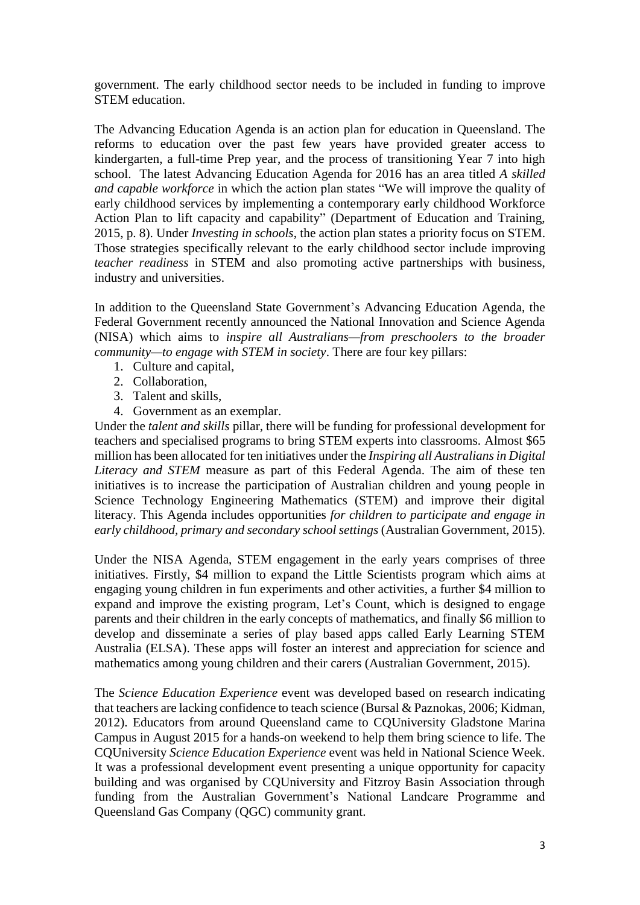government. The early childhood sector needs to be included in funding to improve STEM education.

The Advancing Education Agenda is an action plan for education in Queensland. The reforms to education over the past few years have provided greater access to kindergarten, a full-time Prep year, and the process of transitioning Year 7 into high school. The latest Advancing Education Agenda for 2016 has an area titled *A skilled and capable workforce* in which the action plan states "We will improve the quality of early childhood services by implementing a contemporary early childhood Workforce Action Plan to lift capacity and capability" (Department of Education and Training, 2015, p. 8). Under *Investing in schools*, the action plan states a priority focus on STEM. Those strategies specifically relevant to the early childhood sector include improving *teacher readiness* in STEM and also promoting active partnerships with business, industry and universities.

In addition to the Queensland State Government's Advancing Education Agenda, the Federal Government recently announced the National Innovation and Science Agenda (NISA) which aims to *inspire all Australians—from preschoolers to the broader community—to engage with STEM in society*. There are four key pillars:

1. Culture and capital,
2. Collaboration,
3. Talent and skills,
4. Government as an exemplar.

Under the *talent and skills* pillar, there will be funding for professional development for teachers and specialised programs to bring STEM experts into classrooms. Almost $65 million has been allocated for ten initiatives under the *Inspiring all Australians in Digital Literacy and STEM* measure as part of this Federal Agenda. The aim of these ten initiatives is to increase the participation of Australian children and young people in Science Technology Engineering Mathematics (STEM) and improve their digital literacy. This Agenda includes opportunities *for children to participate and engage in early childhood, primary and secondary school settings* (Australian Government, 2015).

Under the NISA Agenda, STEM engagement in the early years comprises of three initiatives. Firstly, $4 million to expand the Little Scientists program which aims at engaging young children in fun experiments and other activities, a further $4 million to expand and improve the existing program, Let's Count, which is designed to engage parents and their children in the early concepts of mathematics, and finally $6 million to develop and disseminate a series of play based apps called Early Learning STEM Australia (ELSA). These apps will foster an interest and appreciation for science and mathematics among young children and their carers (Australian Government, 2015).

The *Science Education Experience* event was developed based on research indicating that teachers are lacking confidence to teach science (Bursal & Paznokas, 2006; Kidman, 2012). Educators from around Queensland came to CQUniversity Gladstone Marina Campus in August 2015 for a hands-on weekend to help them bring science to life. The CQUniversity *Science Education Experience* event was held in National Science Week. It was a professional development event presenting a unique opportunity for capacity building and was organised by CQUniversity and Fitzroy Basin Association through funding from the Australian Government's National Landcare Programme and Queensland Gas Company (QGC) community grant.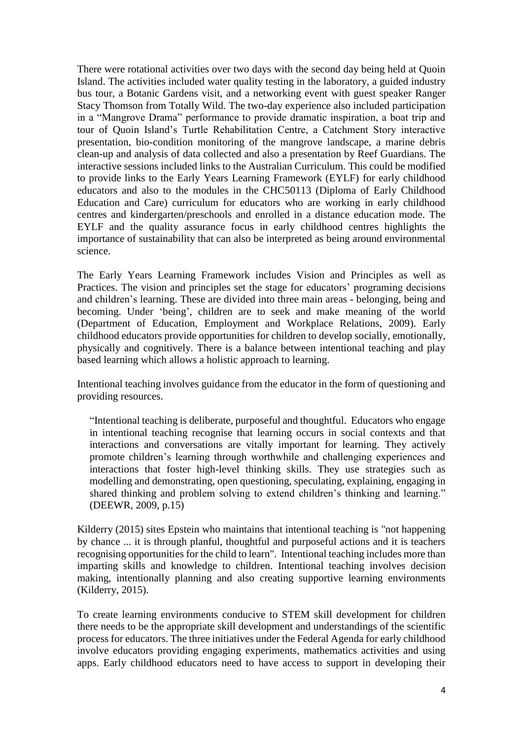There were rotational activities over two days with the second day being held at Quoin Island. The activities included water quality testing in the laboratory, a guided industry bus tour, a Botanic Gardens visit, and a networking event with guest speaker Ranger Stacy Thomson from Totally Wild. The two-day experience also included participation in a "Mangrove Drama" performance to provide dramatic inspiration, a boat trip and tour of Quoin Island's Turtle Rehabilitation Centre, a Catchment Story interactive presentation, bio-condition monitoring of the mangrove landscape, a marine debris clean-up and analysis of data collected and also a presentation by Reef Guardians. The interactive sessions included links to the Australian Curriculum. This could be modified to provide links to the Early Years Learning Framework (EYLF) for early childhood educators and also to the modules in the CHC50113 (Diploma of Early Childhood Education and Care) curriculum for educators who are working in early childhood centres and kindergarten/preschools and enrolled in a distance education mode. The EYLF and the quality assurance focus in early childhood centres highlights the importance of sustainability that can also be interpreted as being around environmental science.

The Early Years Learning Framework includes Vision and Principles as well as Practices. The vision and principles set the stage for educators' programing decisions and children's learning. These are divided into three main areas - belonging, being and becoming. Under 'being', children are to seek and make meaning of the world (Department of Education, Employment and Workplace Relations, 2009). Early childhood educators provide opportunities for children to develop socially, emotionally, physically and cognitively. There is a balance between intentional teaching and play based learning which allows a holistic approach to learning.

Intentional teaching involves guidance from the educator in the form of questioning and providing resources.

> "Intentional teaching is deliberate, purposeful and thoughtful. Educators who engage in intentional teaching recognise that learning occurs in social contexts and that interactions and conversations are vitally important for learning. They actively promote children's learning through worthwhile and challenging experiences and interactions that foster high-level thinking skills. They use strategies such as modelling and demonstrating, open questioning, speculating, explaining, engaging in shared thinking and problem solving to extend children's thinking and learning." (DEEWR, 2009, p.15)

Kilderry (2015) sites Epstein who maintains that intentional teaching is "not happening by chance ... it is through planful, thoughtful and purposeful actions and it is teachers recognising opportunities for the child to learn". Intentional teaching includes more than imparting skills and knowledge to children. Intentional teaching involves decision making, intentionally planning and also creating supportive learning environments (Kilderry, 2015).

To create learning environments conducive to STEM skill development for children there needs to be the appropriate skill development and understandings of the scientific process for educators. The three initiatives under the Federal Agenda for early childhood involve educators providing engaging experiments, mathematics activities and using apps. Early childhood educators need to have access to support in developing their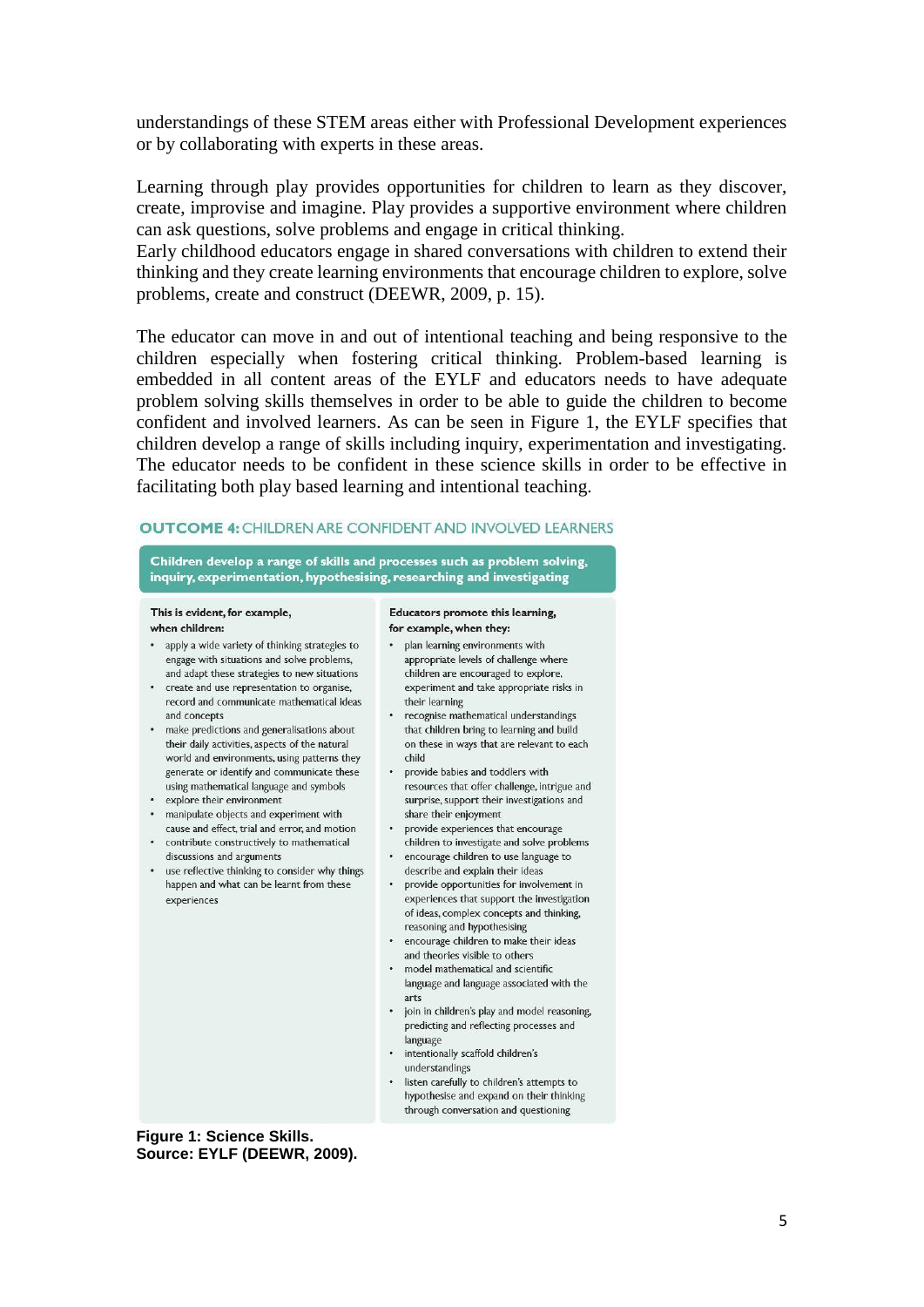understandings of these STEM areas either with Professional Development experiences or by collaborating with experts in these areas.

Learning through play provides opportunities for children to learn as they discover, create, improvise and imagine. Play provides a supportive environment where children can ask questions, solve problems and engage in critical thinking.
Early childhood educators engage in shared conversations with children to extend their thinking and they create learning environments that encourage children to explore, solve problems, create and construct (DEEWR, 2009, p. 15).

The educator can move in and out of intentional teaching and being responsive to the children especially when fostering critical thinking. Problem-based learning is embedded in all content areas of the EYLF and educators needs to have adequate problem solving skills themselves in order to be able to guide the children to become confident and involved learners. As can be seen in Figure 1, the EYLF specifies that children develop a range of skills including inquiry, experimentation and investigating. The educator needs to be confident in these science skills in order to be effective in facilitating both play based learning and intentional teaching.

**OUTCOME 4:** CHILDREN ARE CONFIDENT AND INVOLVED LEARNERS

| Children develop a range of skills and processes such as problem solving, inquiry, experimentation, hypothesising, researching and investigating | |
|---|---|
| **This is evident, for example, when children:** | **Educators promote this learning, for example, when they:** |
| • apply a wide variety of thinking strategies to engage with situations and solve problems, and adapt these strategies to new situations<br>• create and use representation to organise, record and communicate mathematical ideas and concepts<br>• make predictions and generalisations about their daily activities, aspects of the natural world and environments, using patterns they generate or identify and communicate these using mathematical language and symbols<br>• explore their environment<br>• manipulate objects and experiment with cause and effect, trial and error, and motion<br>• contribute constructively to mathematical discussions and arguments<br>• use reflective thinking to consider why things happen and what can be learnt from these experiences | • plan learning environments with appropriate levels of challenge where children are encouraged to explore, experiment and take appropriate risks in their learning<br>• recognise mathematical understandings that children bring to learning and build on these in ways that are relevant to each child<br>• provide babies and toddlers with resources that offer challenge, intrigue and surprise, support their investigations and share their enjoyment<br>• provide experiences that encourage children to investigate and solve problems<br>• encourage children to use language to describe and explain their ideas<br>• provide opportunities for involvement in experiences that support the investigation of ideas, complex concepts and thinking, reasoning and hypothesising<br>• encourage children to make their ideas and theories visible to others<br>• model mathematical and scientific language and language associated with the arts<br>• join in children's play and model reasoning, predicting and reflecting processes and language<br>• intentionally scaffold children's understandings<br>• listen carefully to children's attempts to hypothesise and expand on their thinking through conversation and questioning |

**Figure 1: Science Skills.**
**Source: EYLF (DEEWR, 2009).**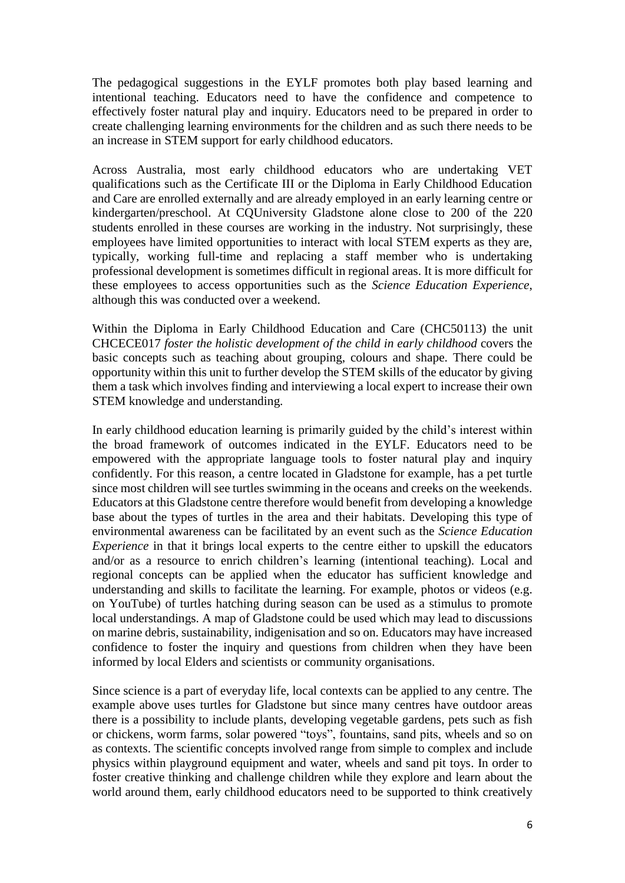The pedagogical suggestions in the EYLF promotes both play based learning and intentional teaching. Educators need to have the confidence and competence to effectively foster natural play and inquiry. Educators need to be prepared in order to create challenging learning environments for the children and as such there needs to be an increase in STEM support for early childhood educators.

Across Australia, most early childhood educators who are undertaking VET qualifications such as the Certificate III or the Diploma in Early Childhood Education and Care are enrolled externally and are already employed in an early learning centre or kindergarten/preschool. At CQUniversity Gladstone alone close to 200 of the 220 students enrolled in these courses are working in the industry. Not surprisingly, these employees have limited opportunities to interact with local STEM experts as they are, typically, working full-time and replacing a staff member who is undertaking professional development is sometimes difficult in regional areas. It is more difficult for these employees to access opportunities such as the *Science Education Experience*, although this was conducted over a weekend.

Within the Diploma in Early Childhood Education and Care (CHC50113) the unit CHCECE017 *foster the holistic development of the child in early childhood* covers the basic concepts such as teaching about grouping, colours and shape. There could be opportunity within this unit to further develop the STEM skills of the educator by giving them a task which involves finding and interviewing a local expert to increase their own STEM knowledge and understanding.

In early childhood education learning is primarily guided by the child's interest within the broad framework of outcomes indicated in the EYLF. Educators need to be empowered with the appropriate language tools to foster natural play and inquiry confidently. For this reason, a centre located in Gladstone for example, has a pet turtle since most children will see turtles swimming in the oceans and creeks on the weekends. Educators at this Gladstone centre therefore would benefit from developing a knowledge base about the types of turtles in the area and their habitats. Developing this type of environmental awareness can be facilitated by an event such as the *Science Education Experience* in that it brings local experts to the centre either to upskill the educators and/or as a resource to enrich children's learning (intentional teaching). Local and regional concepts can be applied when the educator has sufficient knowledge and understanding and skills to facilitate the learning. For example, photos or videos (e.g. on YouTube) of turtles hatching during season can be used as a stimulus to promote local understandings. A map of Gladstone could be used which may lead to discussions on marine debris, sustainability, indigenisation and so on. Educators may have increased confidence to foster the inquiry and questions from children when they have been informed by local Elders and scientists or community organisations.

Since science is a part of everyday life, local contexts can be applied to any centre. The example above uses turtles for Gladstone but since many centres have outdoor areas there is a possibility to include plants, developing vegetable gardens, pets such as fish or chickens, worm farms, solar powered "toys", fountains, sand pits, wheels and so on as contexts. The scientific concepts involved range from simple to complex and include physics within playground equipment and water, wheels and sand pit toys. In order to foster creative thinking and challenge children while they explore and learn about the world around them, early childhood educators need to be supported to think creatively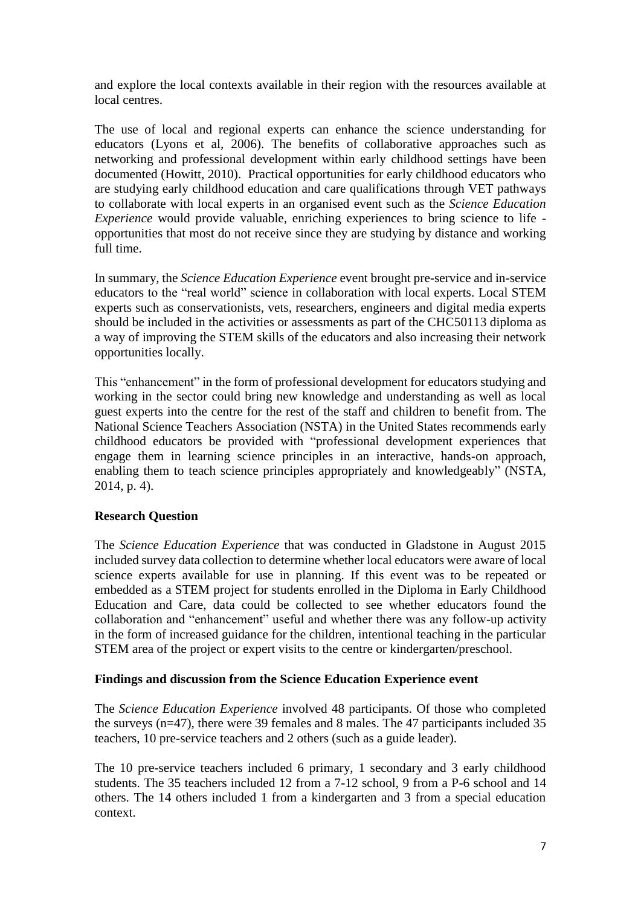and explore the local contexts available in their region with the resources available at local centres.

The use of local and regional experts can enhance the science understanding for educators (Lyons et al, 2006). The benefits of collaborative approaches such as networking and professional development within early childhood settings have been documented (Howitt, 2010). Practical opportunities for early childhood educators who are studying early childhood education and care qualifications through VET pathways to collaborate with local experts in an organised event such as the *Science Education Experience* would provide valuable, enriching experiences to bring science to life - opportunities that most do not receive since they are studying by distance and working full time.

In summary, the *Science Education Experience* event brought pre-service and in-service educators to the "real world" science in collaboration with local experts. Local STEM experts such as conservationists, vets, researchers, engineers and digital media experts should be included in the activities or assessments as part of the CHC50113 diploma as a way of improving the STEM skills of the educators and also increasing their network opportunities locally.

This "enhancement" in the form of professional development for educators studying and working in the sector could bring new knowledge and understanding as well as local guest experts into the centre for the rest of the staff and children to benefit from. The National Science Teachers Association (NSTA) in the United States recommends early childhood educators be provided with "professional development experiences that engage them in learning science principles in an interactive, hands-on approach, enabling them to teach science principles appropriately and knowledgeably" (NSTA, 2014, p. 4).

## Research Question

The *Science Education Experience* that was conducted in Gladstone in August 2015 included survey data collection to determine whether local educators were aware of local science experts available for use in planning. If this event was to be repeated or embedded as a STEM project for students enrolled in the Diploma in Early Childhood Education and Care, data could be collected to see whether educators found the collaboration and "enhancement" useful and whether there was any follow-up activity in the form of increased guidance for the children, intentional teaching in the particular STEM area of the project or expert visits to the centre or kindergarten/preschool.

## Findings and discussion from the Science Education Experience event

The *Science Education Experience* involved 48 participants. Of those who completed the surveys (n=47), there were 39 females and 8 males. The 47 participants included 35 teachers, 10 pre-service teachers and 2 others (such as a guide leader).

The 10 pre-service teachers included 6 primary, 1 secondary and 3 early childhood students. The 35 teachers included 12 from a 7-12 school, 9 from a P-6 school and 14 others. The 14 others included 1 from a kindergarten and 3 from a special education context.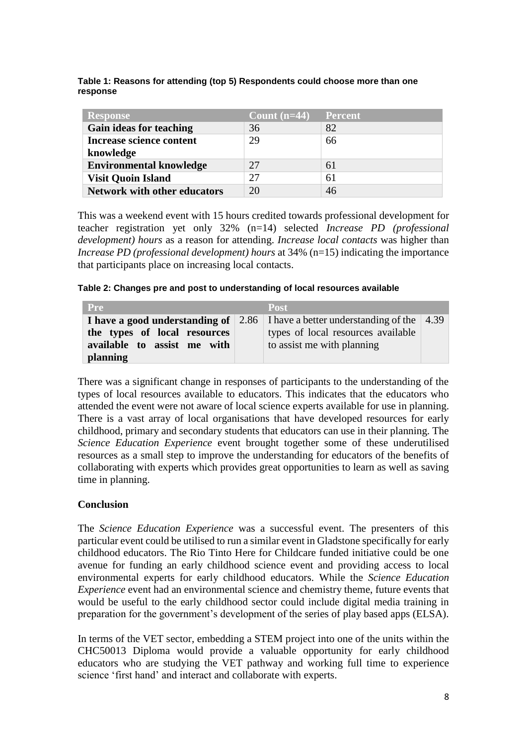**Table 1: Reasons for attending (top 5) Respondents could choose more than one response**

| Response | Count (n=44) | Percent |
|---|---|---|
| **Gain ideas for teaching** | 36 | 82 |
| **Increase science content knowledge** | 29 | 66 |
| **Environmental knowledge** | 27 | 61 |
| **Visit Quoin Island** | 27 | 61 |
| **Network with other educators** | 20 | 46 |

This was a weekend event with 15 hours credited towards professional development for teacher registration yet only 32% (n=14) selected *Increase PD (professional development) hours* as a reason for attending. *Increase local contacts* was higher than *Increase PD (professional development) hours* at 34% (n=15) indicating the importance that participants place on increasing local contacts.

**Table 2: Changes pre and post to understanding of local resources available**

| Pre | | Post | |
|---|---|---|---|
| **I have a good understanding of the types of local resources available to assist me with planning** | 2.86 | I have a better understanding of the types of local resources available to assist me with planning | 4.39 |

There was a significant change in responses of participants to the understanding of the types of local resources available to educators. This indicates that the educators who attended the event were not aware of local science experts available for use in planning. There is a vast array of local organisations that have developed resources for early childhood, primary and secondary students that educators can use in their planning. The *Science Education Experience* event brought together some of these underutilised resources as a small step to improve the understanding for educators of the benefits of collaborating with experts which provides great opportunities to learn as well as saving time in planning.

## Conclusion

The *Science Education Experience* was a successful event. The presenters of this particular event could be utilised to run a similar event in Gladstone specifically for early childhood educators. The Rio Tinto Here for Childcare funded initiative could be one avenue for funding an early childhood science event and providing access to local environmental experts for early childhood educators. While the *Science Education Experience* event had an environmental science and chemistry theme, future events that would be useful to the early childhood sector could include digital media training in preparation for the government's development of the series of play based apps (ELSA).

In terms of the VET sector, embedding a STEM project into one of the units within the CHC50013 Diploma would provide a valuable opportunity for early childhood educators who are studying the VET pathway and working full time to experience science 'first hand' and interact and collaborate with experts.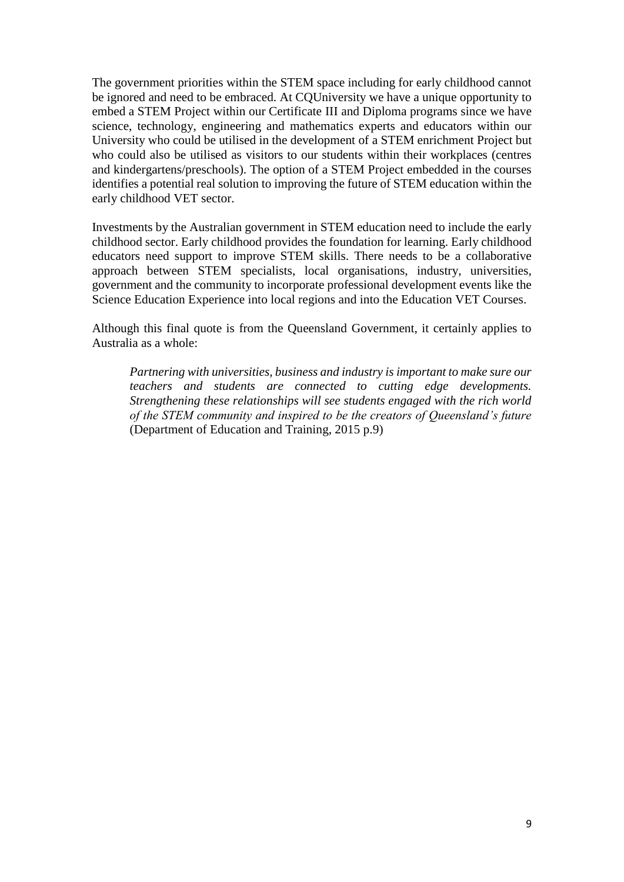The government priorities within the STEM space including for early childhood cannot be ignored and need to be embraced. At CQUniversity we have a unique opportunity to embed a STEM Project within our Certificate III and Diploma programs since we have science, technology, engineering and mathematics experts and educators within our University who could be utilised in the development of a STEM enrichment Project but who could also be utilised as visitors to our students within their workplaces (centres and kindergartens/preschools). The option of a STEM Project embedded in the courses identifies a potential real solution to improving the future of STEM education within the early childhood VET sector.

Investments by the Australian government in STEM education need to include the early childhood sector. Early childhood provides the foundation for learning. Early childhood educators need support to improve STEM skills. There needs to be a collaborative approach between STEM specialists, local organisations, industry, universities, government and the community to incorporate professional development events like the Science Education Experience into local regions and into the Education VET Courses.

Although this final quote is from the Queensland Government, it certainly applies to Australia as a whole:

> *Partnering with universities, business and industry is important to make sure our teachers and students are connected to cutting edge developments. Strengthening these relationships will see students engaged with the rich world of the STEM community and inspired to be the creators of Queensland's future* (Department of Education and Training, 2015 p.9)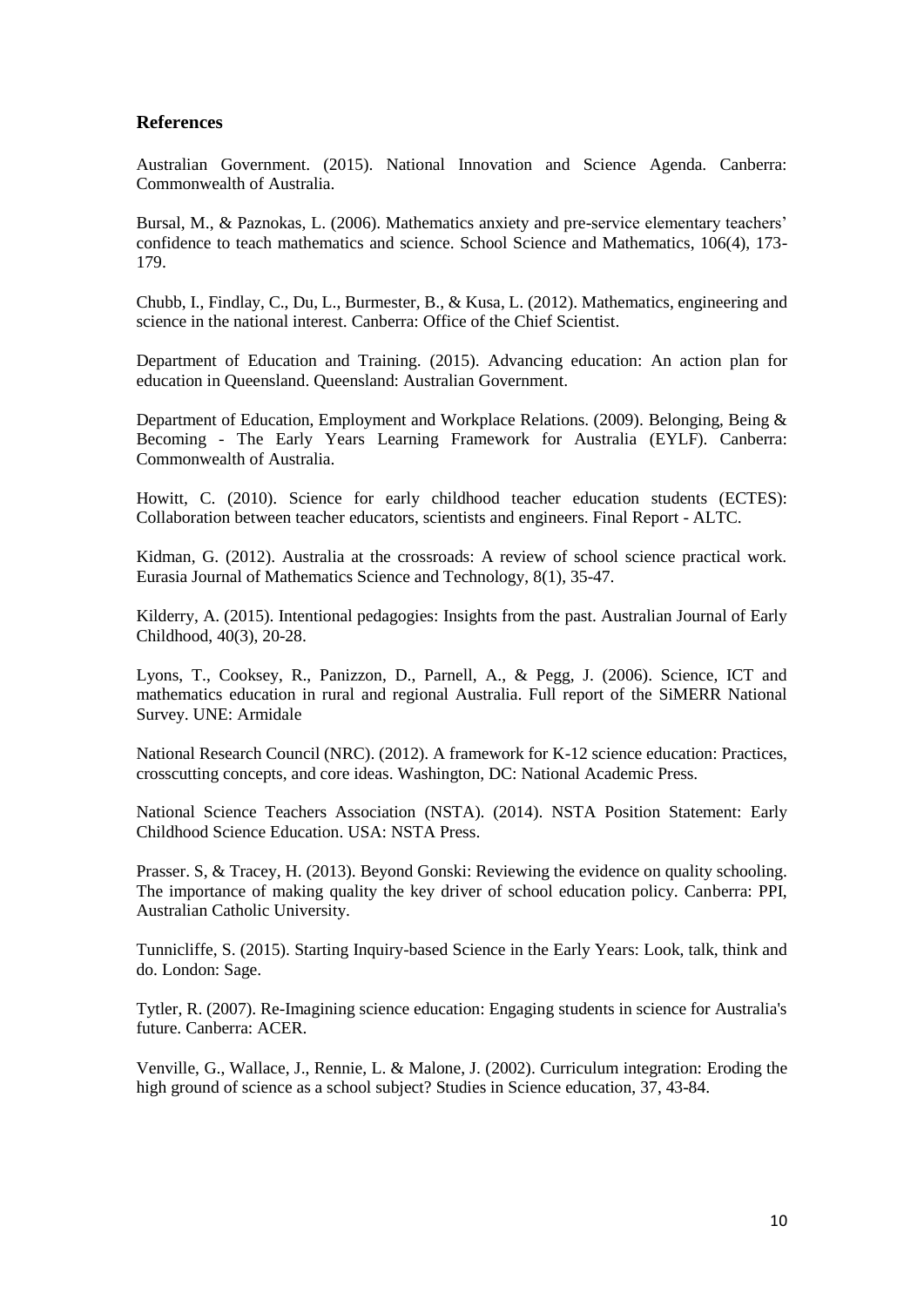## References

Australian Government. (2015). National Innovation and Science Agenda. Canberra: Commonwealth of Australia.

Bursal, M., & Paznokas, L. (2006). Mathematics anxiety and pre-service elementary teachers' confidence to teach mathematics and science. School Science and Mathematics, 106(4), 173-179.

Chubb, I., Findlay, C., Du, L., Burmester, B., & Kusa, L. (2012). Mathematics, engineering and science in the national interest. Canberra: Office of the Chief Scientist.

Department of Education and Training. (2015). Advancing education: An action plan for education in Queensland. Queensland: Australian Government.

Department of Education, Employment and Workplace Relations. (2009). Belonging, Being & Becoming - The Early Years Learning Framework for Australia (EYLF). Canberra: Commonwealth of Australia.

Howitt, C. (2010). Science for early childhood teacher education students (ECTES): Collaboration between teacher educators, scientists and engineers. Final Report - ALTC.

Kidman, G. (2012). Australia at the crossroads: A review of school science practical work. Eurasia Journal of Mathematics Science and Technology, 8(1), 35-47.

Kilderry, A. (2015). Intentional pedagogies: Insights from the past. Australian Journal of Early Childhood, 40(3), 20-28.

Lyons, T., Cooksey, R., Panizzon, D., Parnell, A., & Pegg, J. (2006). Science, ICT and mathematics education in rural and regional Australia. Full report of the SiMERR National Survey. UNE: Armidale

National Research Council (NRC). (2012). A framework for K-12 science education: Practices, crosscutting concepts, and core ideas. Washington, DC: National Academic Press.

National Science Teachers Association (NSTA). (2014). NSTA Position Statement: Early Childhood Science Education. USA: NSTA Press.

Prasser. S, & Tracey, H. (2013). Beyond Gonski: Reviewing the evidence on quality schooling. The importance of making quality the key driver of school education policy. Canberra: PPI, Australian Catholic University.

Tunnicliffe, S. (2015). Starting Inquiry-based Science in the Early Years: Look, talk, think and do. London: Sage.

Tytler, R. (2007). Re-Imagining science education: Engaging students in science for Australia's future. Canberra: ACER.

Venville, G., Wallace, J., Rennie, L. & Malone, J. (2002). Curriculum integration: Eroding the high ground of science as a school subject? Studies in Science education, 37, 43-84.